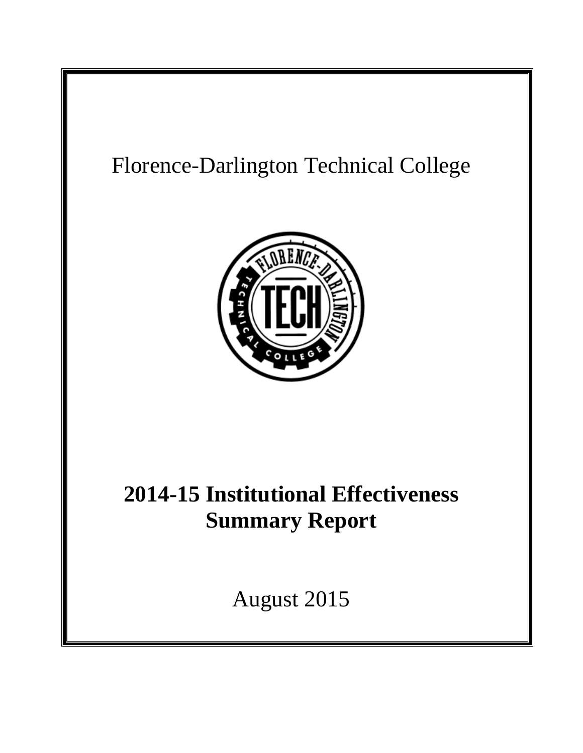Florence-Darlington Technical College

# 2014-15 Institutional Effectiveness Summary Report

August 2015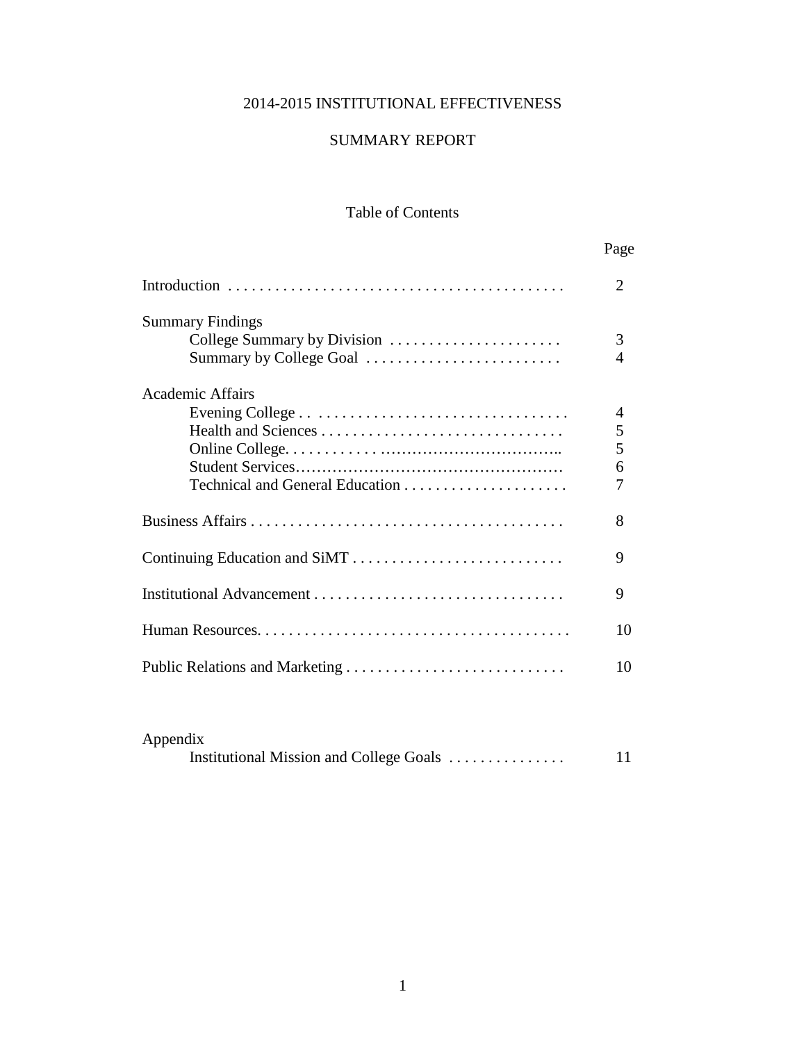# 2014-2015 INSTITUTIONAL EFFECTIVENESS

# SUMMARY REPORT

## Table of Contents

| | Page |
|---|---|
| Introduction | 2 |
| **Summary Findings** | |
| College Summary by Division | 3 |
| Summary by College Goal | 4 |
| **Academic Affairs** | |
| Evening College | 4 |
| Health and Sciences | 5 |
| Online College | 5 |
| Student Services | 6 |
| Technical and General Education | 7 |
| Business Affairs | 8 |
| Continuing Education and SiMT | 9 |
| Institutional Advancement | 9 |
| Human Resources | 10 |
| Public Relations and Marketing | 10 |
| **Appendix** | |
| Institutional Mission and College Goals | 11 |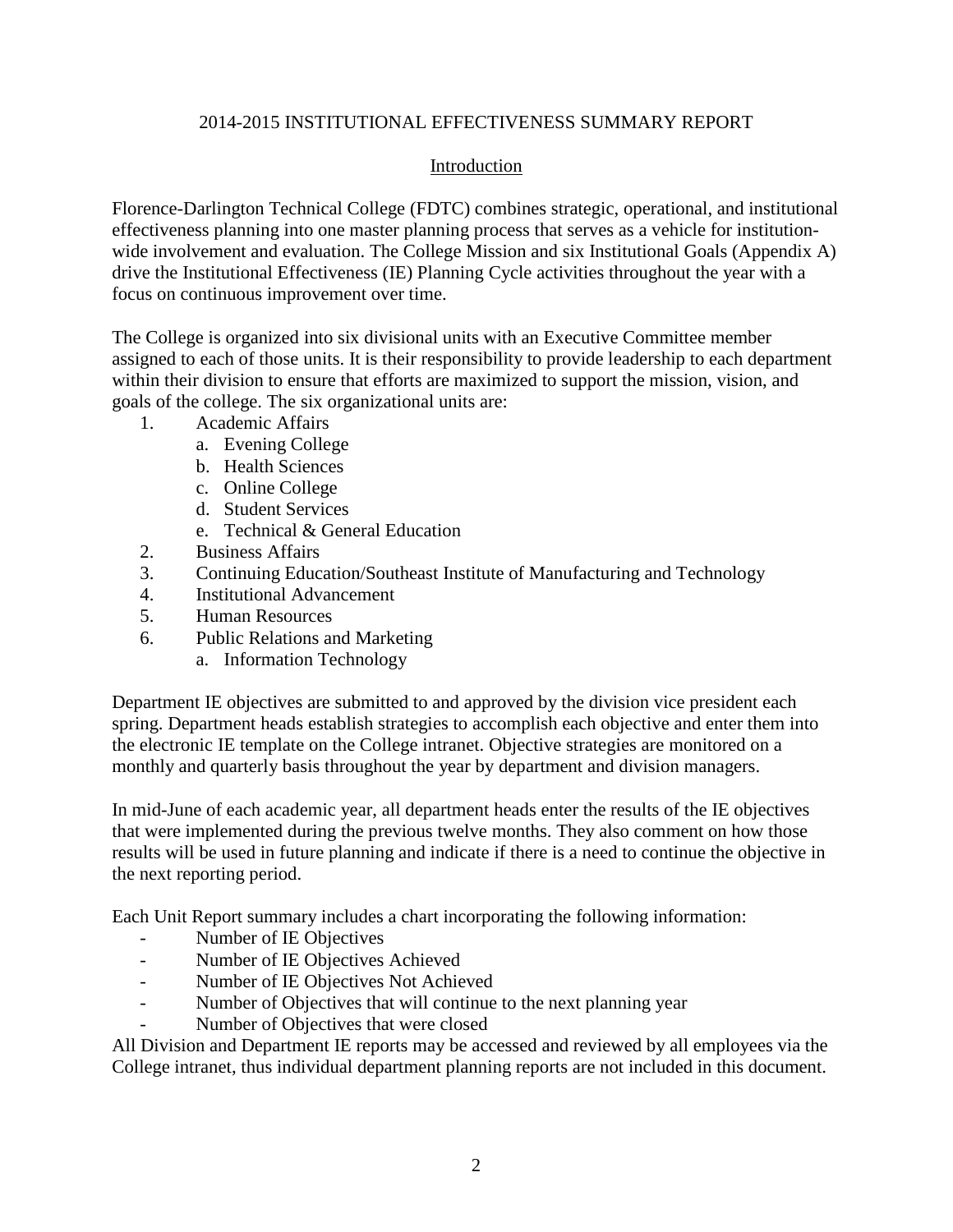# 2014-2015 INSTITUTIONAL EFFECTIVENESS SUMMARY REPORT

## Introduction

Florence-Darlington Technical College (FDTC) combines strategic, operational, and institutional effectiveness planning into one master planning process that serves as a vehicle for institution-wide involvement and evaluation. The College Mission and six Institutional Goals (Appendix A) drive the Institutional Effectiveness (IE) Planning Cycle activities throughout the year with a focus on continuous improvement over time.

The College is organized into six divisional units with an Executive Committee member assigned to each of those units. It is their responsibility to provide leadership to each department within their division to ensure that efforts are maximized to support the mission, vision, and goals of the college. The six organizational units are:

1. Academic Affairs
   a. Evening College
   b. Health Sciences
   c. Online College
   d. Student Services
   e. Technical & General Education
2. Business Affairs
3. Continuing Education/Southeast Institute of Manufacturing and Technology
4. Institutional Advancement
5. Human Resources
6. Public Relations and Marketing
   a. Information Technology

Department IE objectives are submitted to and approved by the division vice president each spring. Department heads establish strategies to accomplish each objective and enter them into the electronic IE template on the College intranet. Objective strategies are monitored on a monthly and quarterly basis throughout the year by department and division managers.

In mid-June of each academic year, all department heads enter the results of the IE objectives that were implemented during the previous twelve months. They also comment on how those results will be used in future planning and indicate if there is a need to continue the objective in the next reporting period.

Each Unit Report summary includes a chart incorporating the following information:

- Number of IE Objectives
- Number of IE Objectives Achieved
- Number of IE Objectives Not Achieved
- Number of Objectives that will continue to the next planning year
- Number of Objectives that were closed

All Division and Department IE reports may be accessed and reviewed by all employees via the College intranet, thus individual department planning reports are not included in this document.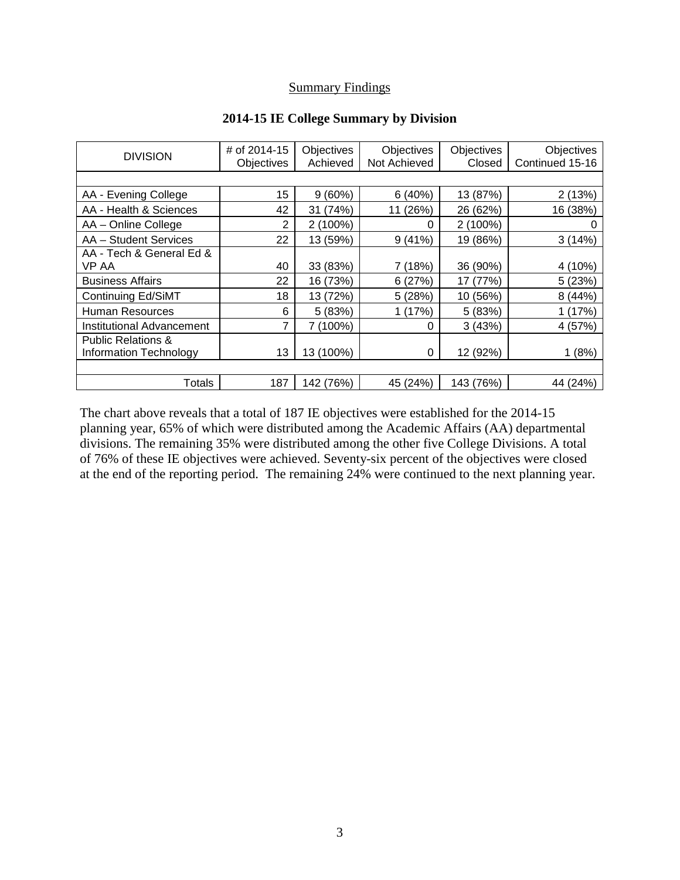## Summary Findings

### 2014-15 IE College Summary by Division

| DIVISION | # of 2014-15 Objectives | Objectives Achieved | Objectives Not Achieved | Objectives Closed | Objectives Continued 15-16 |
|---|---|---|---|---|---|
| AA - Evening College | 15 | 9 (60%) | 6 (40%) | 13 (87%) | 2 (13%) |
| AA - Health & Sciences | 42 | 31 (74%) | 11 (26%) | 26 (62%) | 16 (38%) |
| AA – Online College | 2 | 2 (100%) | 0 | 2 (100%) | 0 |
| AA – Student Services | 22 | 13 (59%) | 9 (41%) | 19 (86%) | 3 (14%) |
| AA - Tech & General Ed & VP AA | 40 | 33 (83%) | 7 (18%) | 36 (90%) | 4 (10%) |
| Business Affairs | 22 | 16 (73%) | 6 (27%) | 17 (77%) | 5 (23%) |
| Continuing Ed/SiMT | 18 | 13 (72%) | 5 (28%) | 10 (56%) | 8 (44%) |
| Human Resources | 6 | 5 (83%) | 1 (17%) | 5 (83%) | 1 (17%) |
| Institutional Advancement | 7 | 7 (100%) | 0 | 3 (43%) | 4 (57%) |
| Public Relations & Information Technology | 13 | 13 (100%) | 0 | 12 (92%) | 1 (8%) |
| Totals | 187 | 142 (76%) | 45 (24%) | 143 (76%) | 44 (24%) |

The chart above reveals that a total of 187 IE objectives were established for the 2014-15 planning year, 65% of which were distributed among the Academic Affairs (AA) departmental divisions. The remaining 35% were distributed among the other five College Divisions. A total of 76% of these IE objectives were achieved. Seventy-six percent of the objectives were closed at the end of the reporting period. The remaining 24% were continued to the next planning year.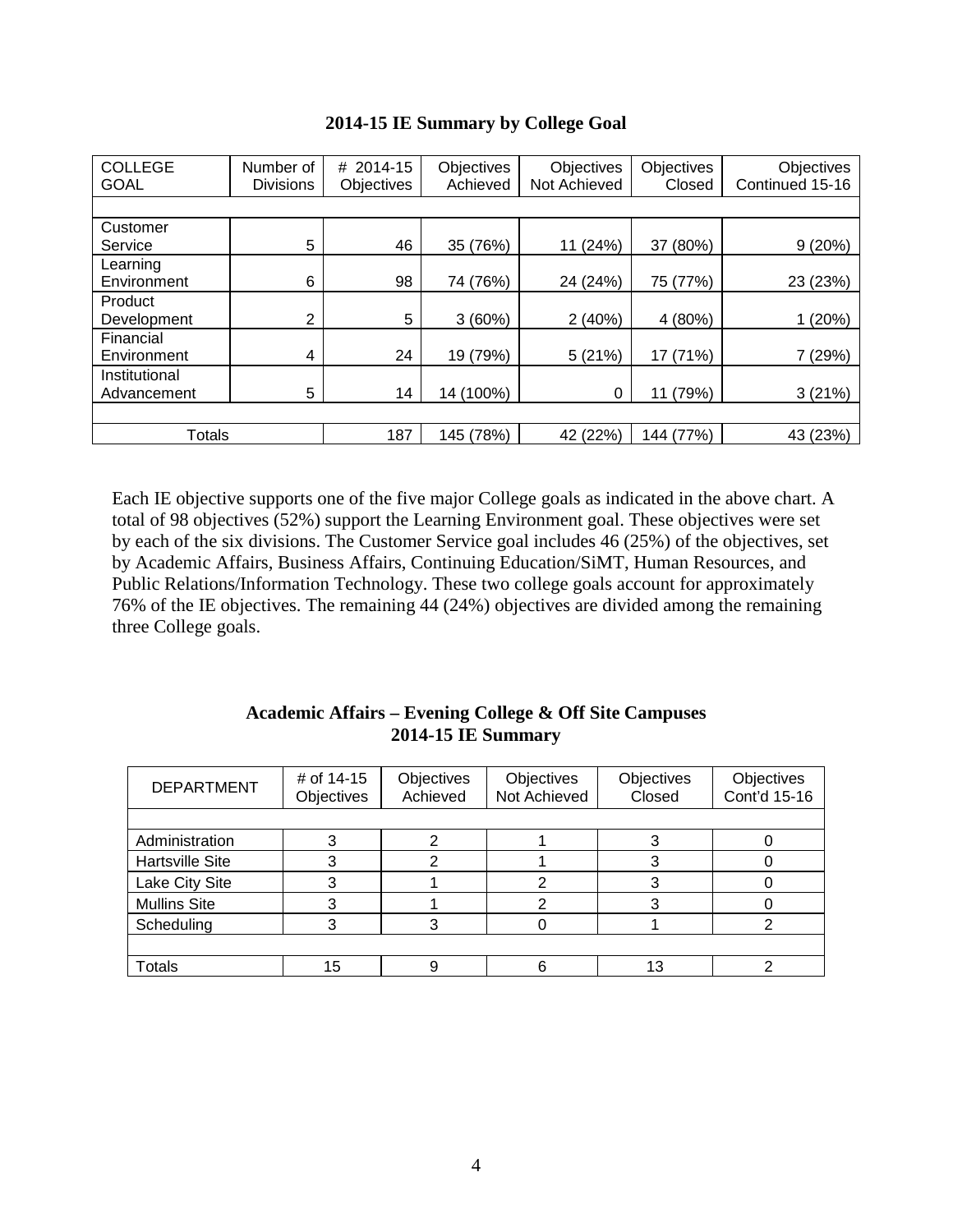## 2014-15 IE Summary by College Goal

| COLLEGE GOAL | Number of Divisions | # 2014-15 Objectives | Objectives Achieved | Objectives Not Achieved | Objectives Closed | Objectives Continued 15-16 |
|---|---|---|---|---|---|---|
| Customer Service | 5 | 46 | 35 (76%) | 11 (24%) | 37 (80%) | 9 (20%) |
| Learning Environment | 6 | 98 | 74 (76%) | 24 (24%) | 75 (77%) | 23 (23%) |
| Product Development | 2 | 5 | 3 (60%) | 2 (40%) | 4 (80%) | 1 (20%) |
| Financial Environment | 4 | 24 | 19 (79%) | 5 (21%) | 17 (71%) | 7 (29%) |
| Institutional Advancement | 5 | 14 | 14 (100%) | 0 | 11 (79%) | 3 (21%) |
| Totals | | 187 | 145 (78%) | 42 (22%) | 144 (77%) | 43 (23%) |

Each IE objective supports one of the five major College goals as indicated in the above chart. A total of 98 objectives (52%) support the Learning Environment goal. These objectives were set by each of the six divisions. The Customer Service goal includes 46 (25%) of the objectives, set by Academic Affairs, Business Affairs, Continuing Education/SiMT, Human Resources, and Public Relations/Information Technology. These two college goals account for approximately 76% of the IE objectives. The remaining 44 (24%) objectives are divided among the remaining three College goals.

## Academic Affairs – Evening College & Off Site Campuses 2014-15 IE Summary

| DEPARTMENT | # of 14-15 Objectives | Objectives Achieved | Objectives Not Achieved | Objectives Closed | Objectives Cont'd 15-16 |
|---|---|---|---|---|---|
| Administration | 3 | 2 | 1 | 3 | 0 |
| Hartsville Site | 3 | 2 | 1 | 3 | 0 |
| Lake City Site | 3 | 1 | 2 | 3 | 0 |
| Mullins Site | 3 | 1 | 2 | 3 | 0 |
| Scheduling | 3 | 3 | 0 | 1 | 2 |
| Totals | 15 | 9 | 6 | 13 | 2 |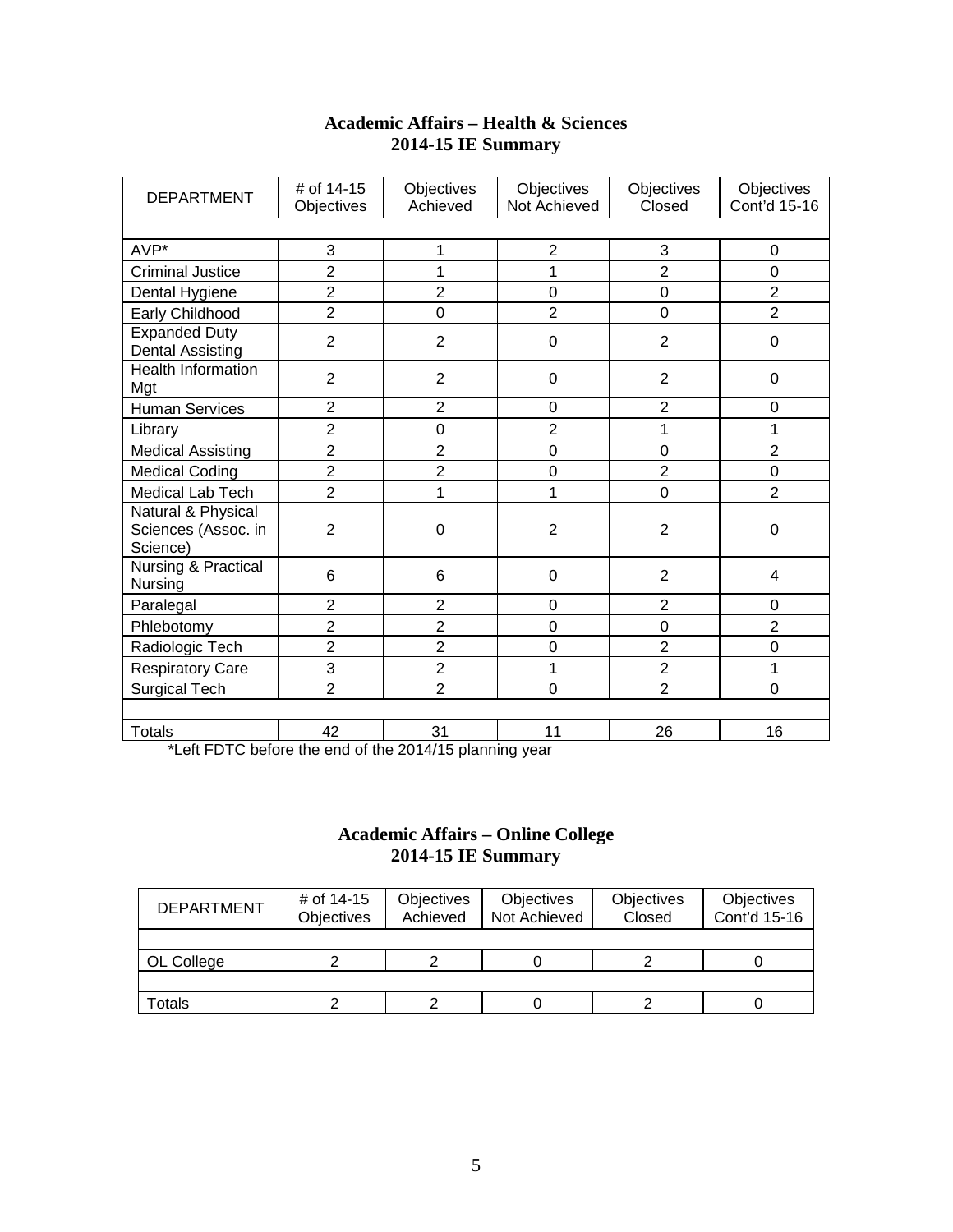**Academic Affairs – Health & Sciences**
**2014-15 IE Summary**

| DEPARTMENT | # of 14-15 Objectives | Objectives Achieved | Objectives Not Achieved | Objectives Closed | Objectives Cont'd 15-16 |
|---|---|---|---|---|---|
| AVP* | 3 | 1 | 2 | 3 | 0 |
| Criminal Justice | 2 | 1 | 1 | 2 | 0 |
| Dental Hygiene | 2 | 2 | 0 | 0 | 2 |
| Early Childhood | 2 | 0 | 2 | 0 | 2 |
| Expanded Duty Dental Assisting | 2 | 2 | 0 | 2 | 0 |
| Health Information Mgt | 2 | 2 | 0 | 2 | 0 |
| Human Services | 2 | 2 | 0 | 2 | 0 |
| Library | 2 | 0 | 2 | 1 | 1 |
| Medical Assisting | 2 | 2 | 0 | 0 | 2 |
| Medical Coding | 2 | 2 | 0 | 2 | 0 |
| Medical Lab Tech | 2 | 1 | 1 | 0 | 2 |
| Natural & Physical Sciences (Assoc. in Science) | 2 | 0 | 2 | 2 | 0 |
| Nursing & Practical Nursing | 6 | 6 | 0 | 2 | 4 |
| Paralegal | 2 | 2 | 0 | 2 | 0 |
| Phlebotomy | 2 | 2 | 0 | 0 | 2 |
| Radiologic Tech | 2 | 2 | 0 | 2 | 0 |
| Respiratory Care | 3 | 2 | 1 | 2 | 1 |
| Surgical Tech | 2 | 2 | 0 | 2 | 0 |
| Totals | 42 | 31 | 11 | 26 | 16 |

*Left FDTC before the end of the 2014/15 planning year

**Academic Affairs – Online College**
**2014-15 IE Summary**

| DEPARTMENT | # of 14-15 Objectives | Objectives Achieved | Objectives Not Achieved | Objectives Closed | Objectives Cont'd 15-16 |
|---|---|---|---|---|---|
| OL College | 2 | 2 | 0 | 2 | 0 |
| Totals | 2 | 2 | 0 | 2 | 0 |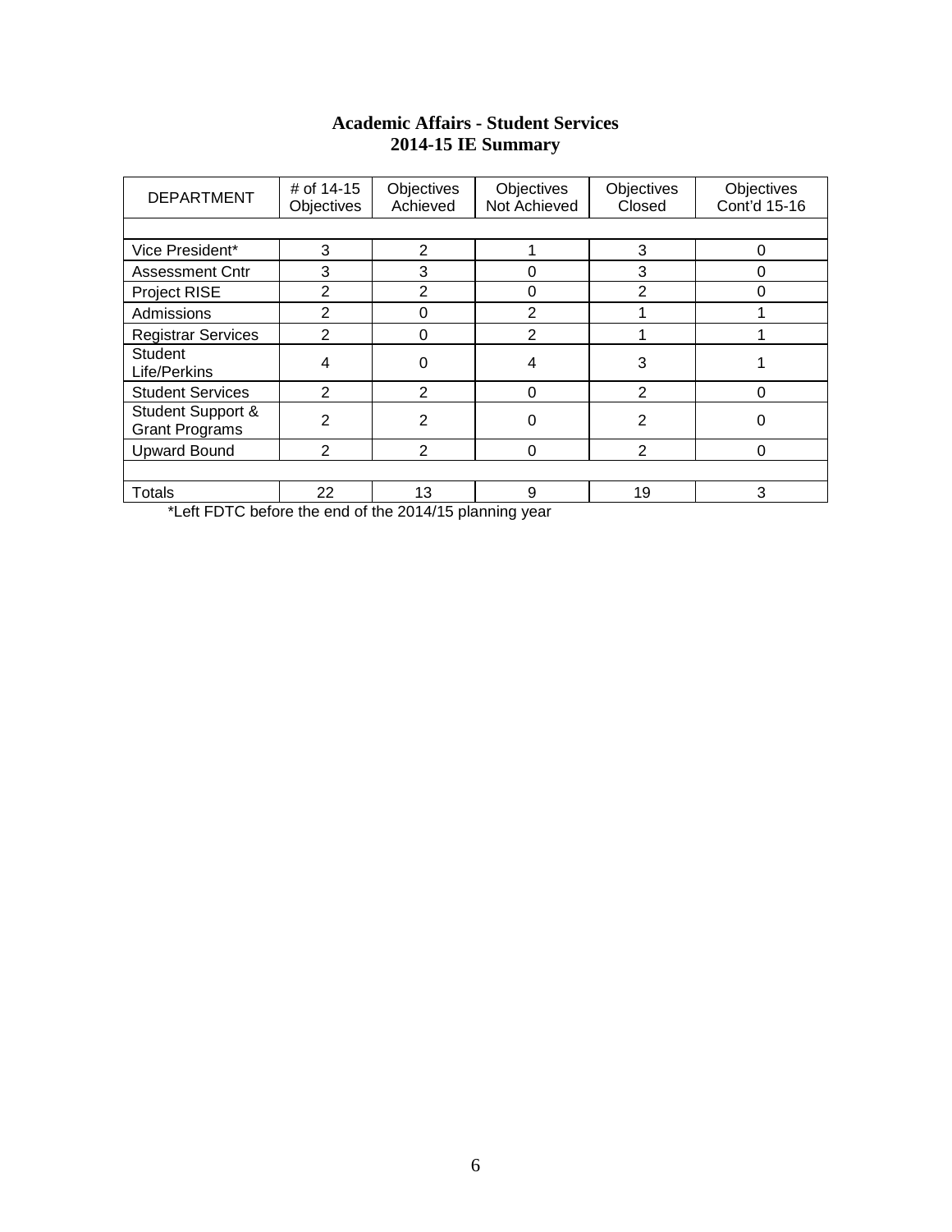# Academic Affairs - Student Services
## 2014-15 IE Summary

| DEPARTMENT | # of 14-15 Objectives | Objectives Achieved | Objectives Not Achieved | Objectives Closed | Objectives Cont'd 15-16 |
|---|---|---|---|---|---|
| Vice President* | 3 | 2 | 1 | 3 | 0 |
| Assessment Cntr | 3 | 3 | 0 | 3 | 0 |
| Project RISE | 2 | 2 | 0 | 2 | 0 |
| Admissions | 2 | 0 | 2 | 1 | 1 |
| Registrar Services | 2 | 0 | 2 | 1 | 1 |
| Student Life/Perkins | 4 | 0 | 4 | 3 | 1 |
| Student Services | 2 | 2 | 0 | 2 | 0 |
| Student Support & Grant Programs | 2 | 2 | 0 | 2 | 0 |
| Upward Bound | 2 | 2 | 0 | 2 | 0 |
| Totals | 22 | 13 | 9 | 19 | 3 |

*Left FDTC before the end of the 2014/15 planning year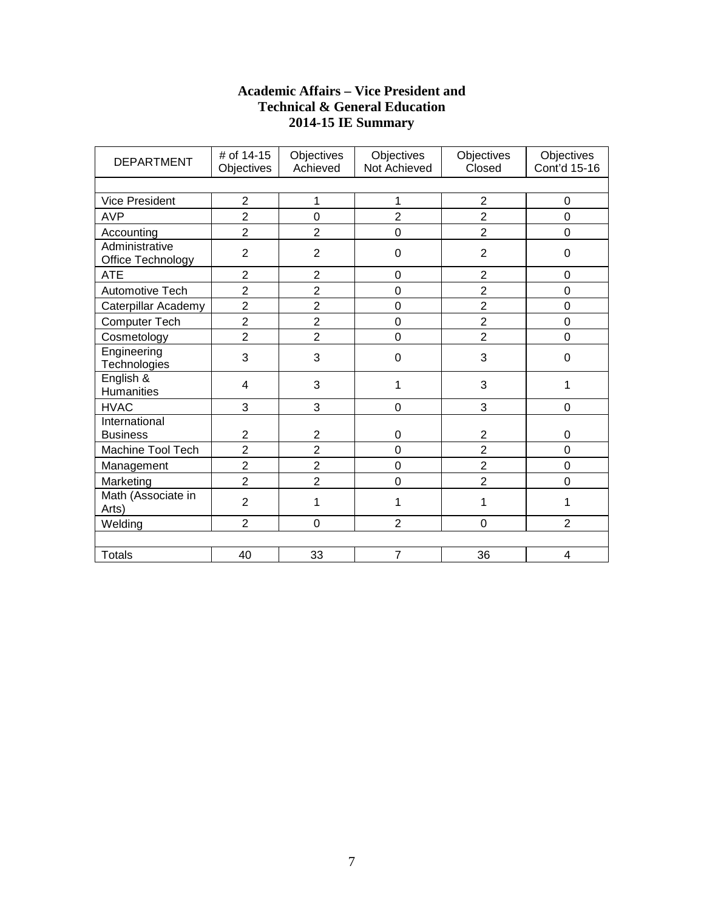# Academic Affairs – Vice President and Technical & General Education 2014-15 IE Summary

| DEPARTMENT | # of 14-15 Objectives | Objectives Achieved | Objectives Not Achieved | Objectives Closed | Objectives Cont'd 15-16 |
|---|---|---|---|---|---|
| | | | | | |
| Vice President | 2 | 1 | 1 | 2 | 0 |
| AVP | 2 | 0 | 2 | 2 | 0 |
| Accounting | 2 | 2 | 0 | 2 | 0 |
| Administrative Office Technology | 2 | 2 | 0 | 2 | 0 |
| ATE | 2 | 2 | 0 | 2 | 0 |
| Automotive Tech | 2 | 2 | 0 | 2 | 0 |
| Caterpillar Academy | 2 | 2 | 0 | 2 | 0 |
| Computer Tech | 2 | 2 | 0 | 2 | 0 |
| Cosmetology | 2 | 2 | 0 | 2 | 0 |
| Engineering Technologies | 3 | 3 | 0 | 3 | 0 |
| English & Humanities | 4 | 3 | 1 | 3 | 1 |
| HVAC | 3 | 3 | 0 | 3 | 0 |
| International Business | 2 | 2 | 0 | 2 | 0 |
| Machine Tool Tech | 2 | 2 | 0 | 2 | 0 |
| Management | 2 | 2 | 0 | 2 | 0 |
| Marketing | 2 | 2 | 0 | 2 | 0 |
| Math (Associate in Arts) | 2 | 1 | 1 | 1 | 1 |
| Welding | 2 | 0 | 2 | 0 | 2 |
| | | | | | |
| Totals | 40 | 33 | 7 | 36 | 4 |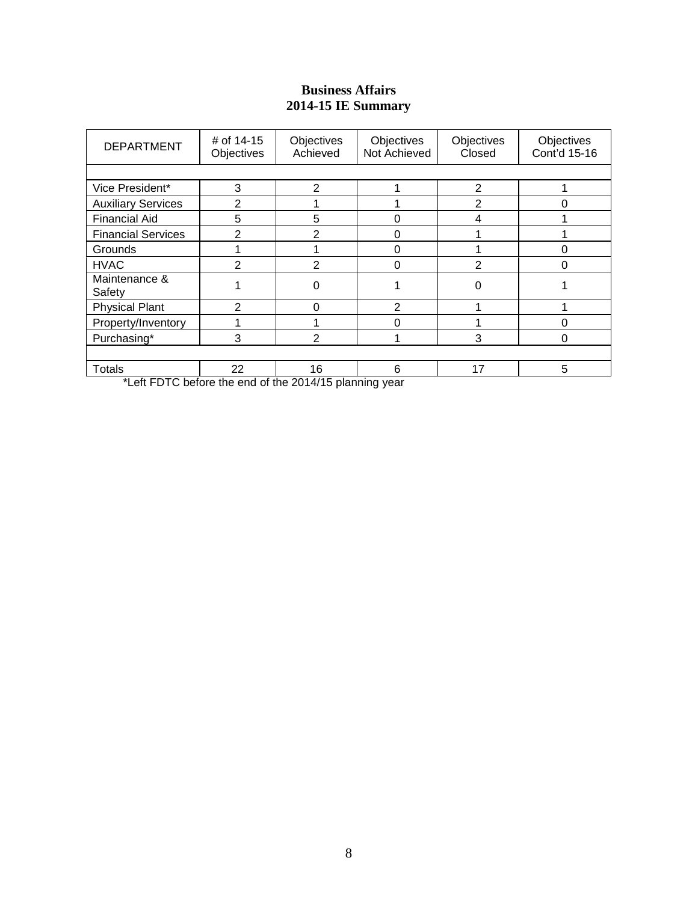# Business Affairs
# 2014-15 IE Summary

| DEPARTMENT | # of 14-15 Objectives | Objectives Achieved | Objectives Not Achieved | Objectives Closed | Objectives Cont'd 15-16 |
|---|---|---|---|---|---|
| | | | | | |
| Vice President* | 3 | 2 | 1 | 2 | 1 |
| Auxiliary Services | 2 | 1 | 1 | 2 | 0 |
| Financial Aid | 5 | 5 | 0 | 4 | 1 |
| Financial Services | 2 | 2 | 0 | 1 | 1 |
| Grounds | 1 | 1 | 0 | 1 | 0 |
| HVAC | 2 | 2 | 0 | 2 | 0 |
| Maintenance & Safety | 1 | 0 | 1 | 0 | 1 |
| Physical Plant | 2 | 0 | 2 | 1 | 1 |
| Property/Inventory | 1 | 1 | 0 | 1 | 0 |
| Purchasing* | 3 | 2 | 1 | 3 | 0 |
| | | | | | |
| Totals | 22 | 16 | 6 | 17 | 5 |

*Left FDTC before the end of the 2014/15 planning year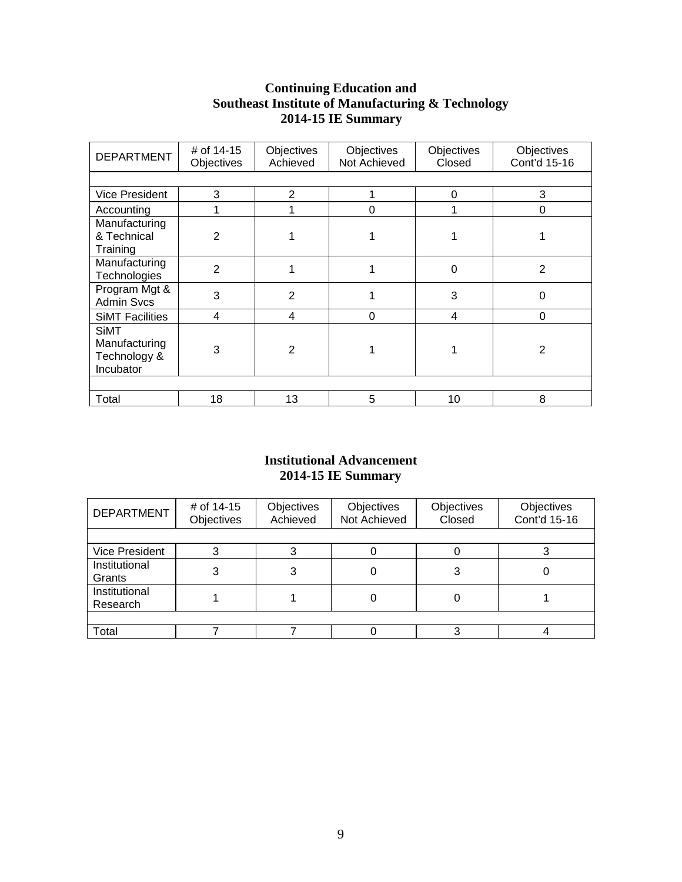## Continuing Education and Southeast Institute of Manufacturing & Technology 2014-15 IE Summary

| DEPARTMENT | # of 14-15 Objectives | Objectives Achieved | Objectives Not Achieved | Objectives Closed | Objectives Cont'd 15-16 |
|---|---|---|---|---|---|
| | | | | | |
| Vice President | 3 | 2 | 1 | 0 | 3 |
| Accounting | 1 | 1 | 0 | 1 | 0 |
| Manufacturing & Technical Training | 2 | 1 | 1 | 1 | 1 |
| Manufacturing Technologies | 2 | 1 | 1 | 0 | 2 |
| Program Mgt & Admin Svcs | 3 | 2 | 1 | 3 | 0 |
| SiMT Facilities | 4 | 4 | 0 | 4 | 0 |
| SiMT Manufacturing Technology & Incubator | 3 | 2 | 1 | 1 | 2 |
| | | | | | |
| Total | 18 | 13 | 5 | 10 | 8 |

## Institutional Advancement 2014-15 IE Summary

| DEPARTMENT | # of 14-15 Objectives | Objectives Achieved | Objectives Not Achieved | Objectives Closed | Objectives Cont'd 15-16 |
|---|---|---|---|---|---|
| | | | | | |
| Vice President | 3 | 3 | 0 | 0 | 3 |
| Institutional Grants | 3 | 3 | 0 | 3 | 0 |
| Institutional Research | 1 | 1 | 0 | 0 | 1 |
| | | | | | |
| Total | 7 | 7 | 0 | 3 | 4 |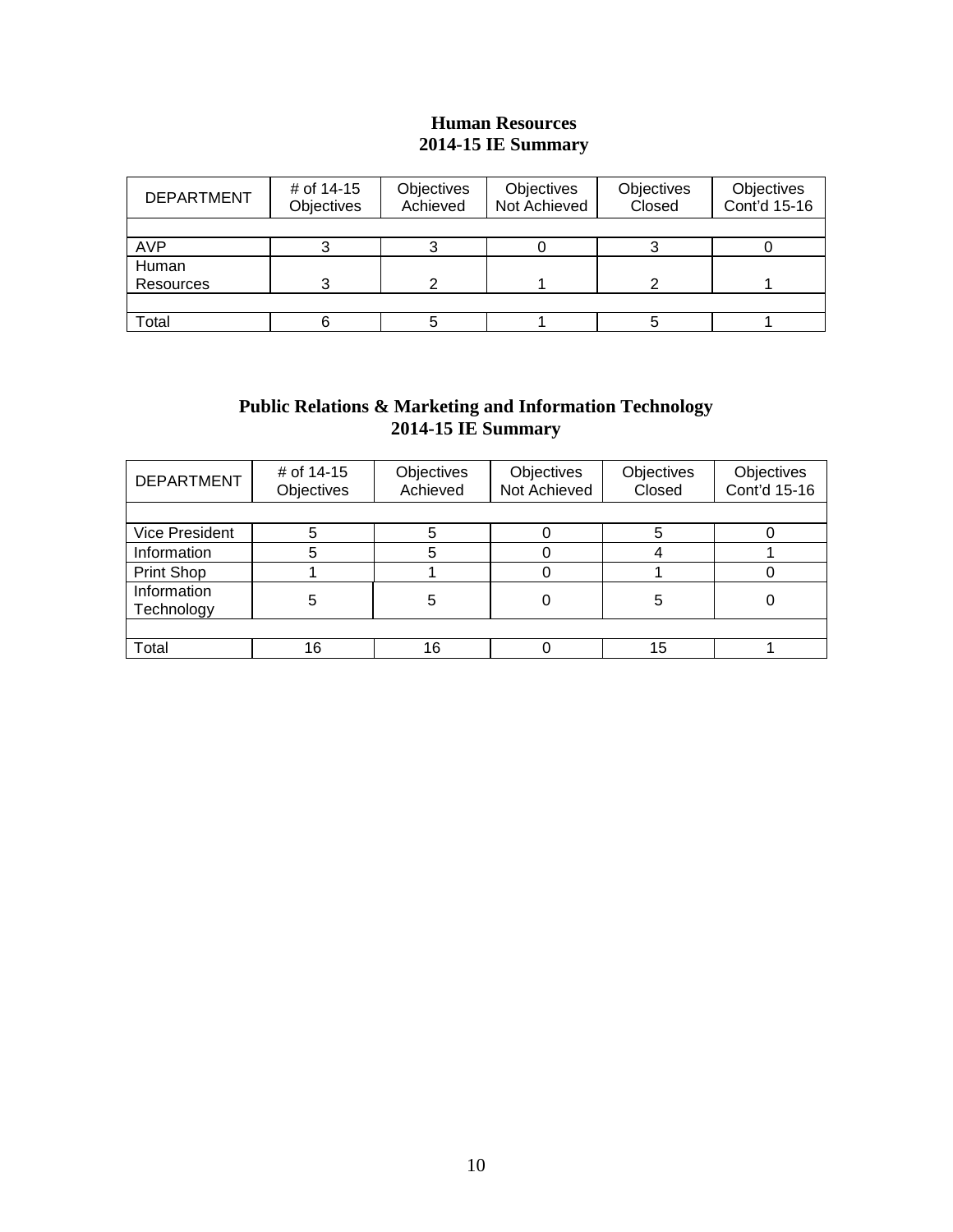## Human Resources
## 2014-15 IE Summary

| DEPARTMENT | # of 14-15 Objectives | Objectives Achieved | Objectives Not Achieved | Objectives Closed | Objectives Cont'd 15-16 |
|---|---|---|---|---|---|
| | | | | | |
| AVP | 3 | 3 | 0 | 3 | 0 |
| Human Resources | 3 | 2 | 1 | 2 | 1 |
| | | | | | |
| Total | 6 | 5 | 1 | 5 | 1 |

## Public Relations & Marketing and Information Technology
## 2014-15 IE Summary

| DEPARTMENT | # of 14-15 Objectives | Objectives Achieved | Objectives Not Achieved | Objectives Closed | Objectives Cont'd 15-16 |
|---|---|---|---|---|---|
| | | | | | |
| Vice President | 5 | 5 | 0 | 5 | 0 |
| Information | 5 | 5 | 0 | 4 | 1 |
| Print Shop | 1 | 1 | 0 | 1 | 0 |
| Information Technology | 5 | 5 | 0 | 5 | 0 |
| | | | | | |
| Total | 16 | 16 | 0 | 15 | 1 |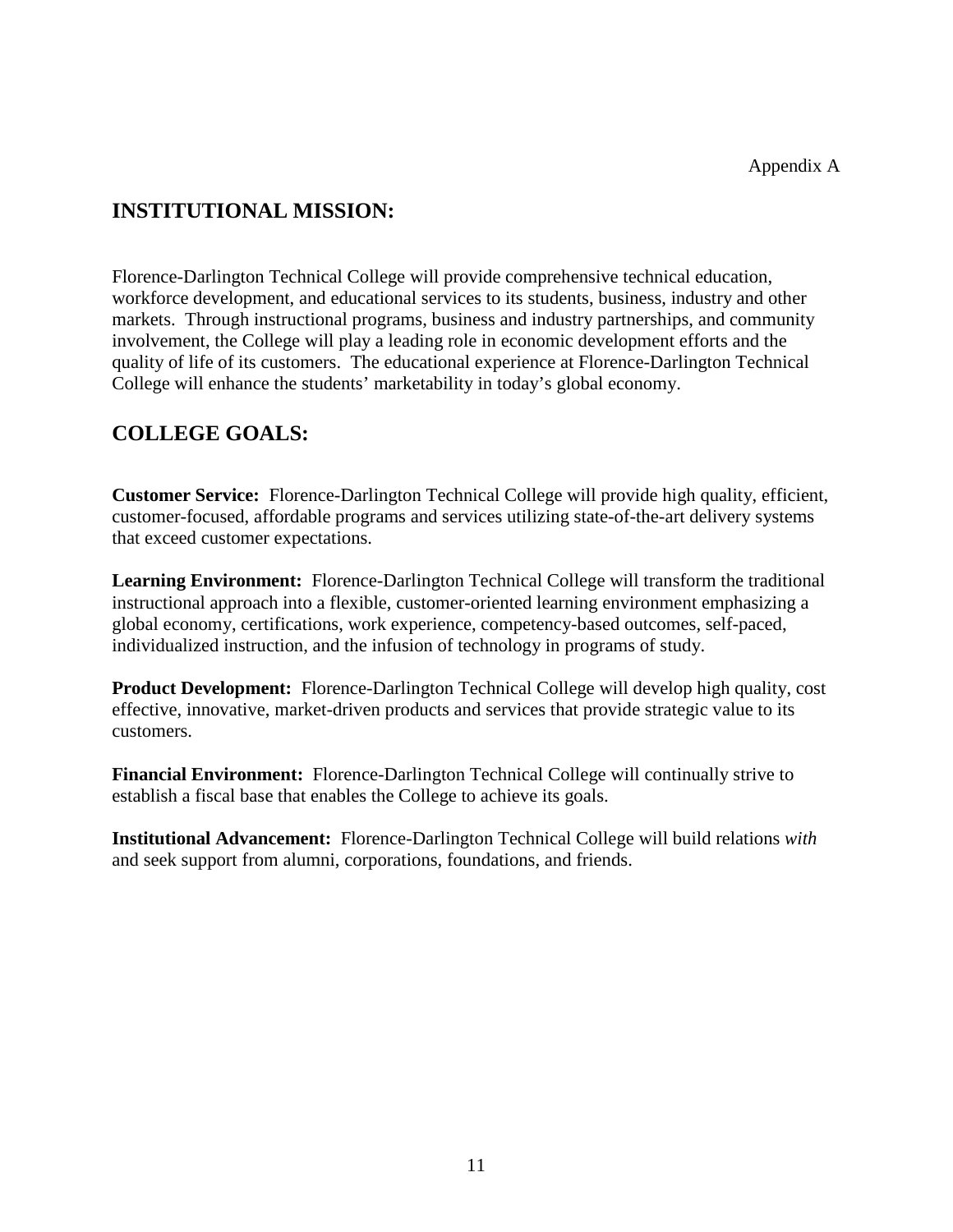Appendix A

## INSTITUTIONAL MISSION:

Florence-Darlington Technical College will provide comprehensive technical education, workforce development, and educational services to its students, business, industry and other markets. Through instructional programs, business and industry partnerships, and community involvement, the College will play a leading role in economic development efforts and the quality of life of its customers. The educational experience at Florence-Darlington Technical College will enhance the students' marketability in today's global economy.

## COLLEGE GOALS:

**Customer Service:** Florence-Darlington Technical College will provide high quality, efficient, customer-focused, affordable programs and services utilizing state-of-the-art delivery systems that exceed customer expectations.

**Learning Environment:** Florence-Darlington Technical College will transform the traditional instructional approach into a flexible, customer-oriented learning environment emphasizing a global economy, certifications, work experience, competency-based outcomes, self-paced, individualized instruction, and the infusion of technology in programs of study.

**Product Development:** Florence-Darlington Technical College will develop high quality, cost effective, innovative, market-driven products and services that provide strategic value to its customers.

**Financial Environment:** Florence-Darlington Technical College will continually strive to establish a fiscal base that enables the College to achieve its goals.

**Institutional Advancement:** Florence-Darlington Technical College will build relations *with* and seek support from alumni, corporations, foundations, and friends.